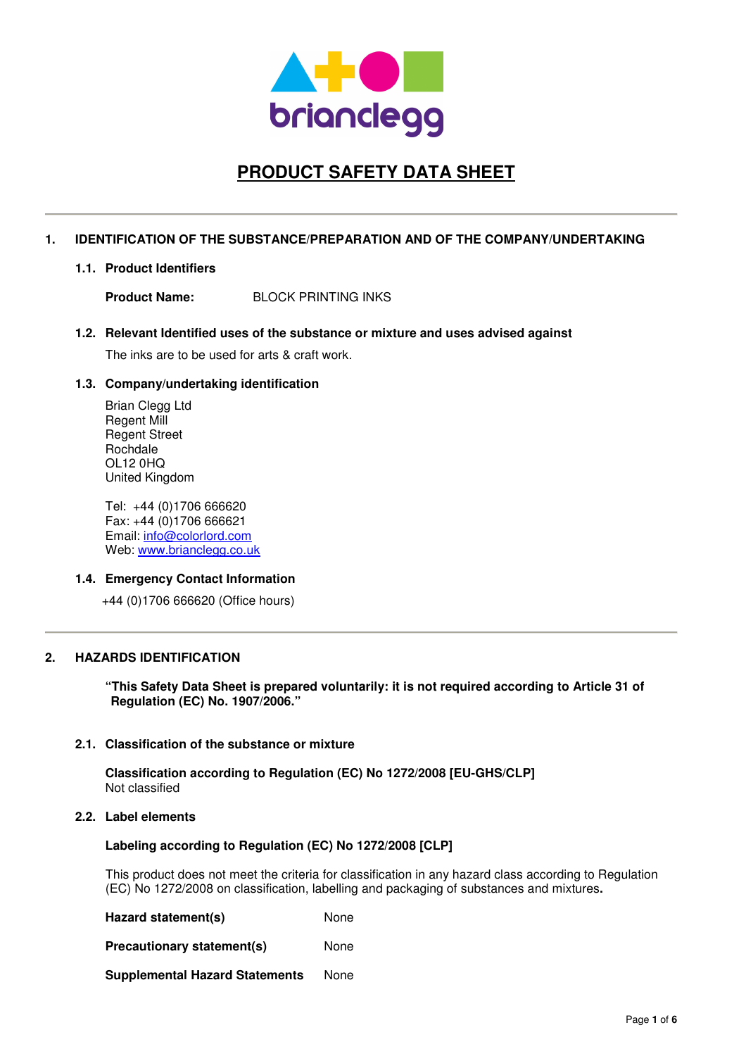briandegg

# PRODUCT SAFETY DATA SHEET

## 1. IDENTIFICATION OF THE SUBSTANCE/PREPARATION AND OF THE COMPANY/UNDERTAKING

### 1.1. Product Identifiers

**Product Name:** BLOCK PRINTING INKS

### 1.2. Relevant Identified uses of the substance or mixture and uses advised against

The inks are to be used for arts & craft work.

### 1.3. Company/undertaking identification

Brian Clegg Ltd
Regent Mill
Regent Street
Rochdale
OL12 0HQ
United Kingdom

Tel: +44 (0)1706 666620
Fax: +44 (0)1706 666621
Email: info@colorlord.com
Web: www.brianclegg.co.uk

### 1.4. Emergency Contact Information

+44 (0)1706 666620 (Office hours)

## 2. HAZARDS IDENTIFICATION

**"This Safety Data Sheet is prepared voluntarily: it is not required according to Article 31 of Regulation (EC) No. 1907/2006."**

### 2.1. Classification of the substance or mixture

**Classification according to Regulation (EC) No 1272/2008 [EU-GHS/CLP]**
Not classified

### 2.2. Label elements

**Labeling according to Regulation (EC) No 1272/2008 [CLP]**

This product does not meet the criteria for classification in any hazard class according to Regulation (EC) No 1272/2008 on classification, labelling and packaging of substances and mixtures.

**Hazard statement(s)** None

**Precautionary statement(s)** None

**Supplemental Hazard Statements** None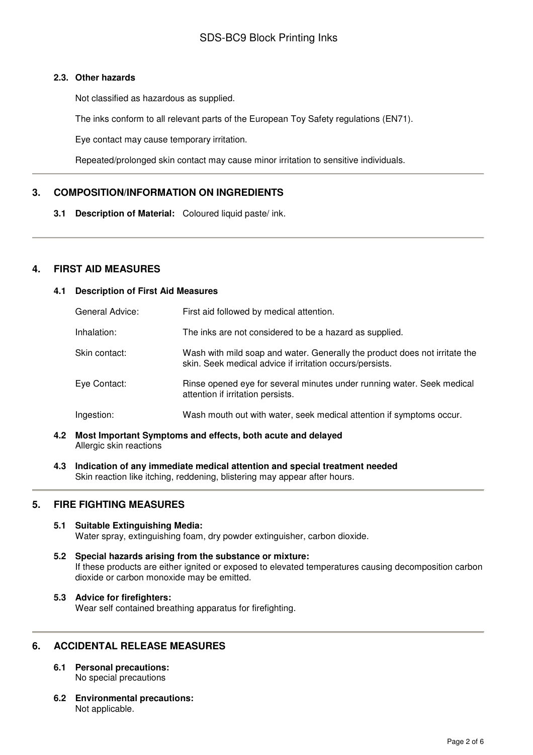### 2.3. Other hazards

Not classified as hazardous as supplied.

The inks conform to all relevant parts of the European Toy Safety regulations (EN71).

Eye contact may cause temporary irritation.

Repeated/prolonged skin contact may cause minor irritation to sensitive individuals.

## 3. COMPOSITION/INFORMATION ON INGREDIENTS

**3.1 Description of Material:** Coloured liquid paste/ ink.

## 4. FIRST AID MEASURES

### 4.1 Description of First Aid Measures

| | |
|---|---|
| General Advice: | First aid followed by medical attention. |
| Inhalation: | The inks are not considered to be a hazard as supplied. |
| Skin contact: | Wash with mild soap and water. Generally the product does not irritate the skin. Seek medical advice if irritation occurs/persists. |
| Eye Contact: | Rinse opened eye for several minutes under running water. Seek medical attention if irritation persists. |
| Ingestion: | Wash mouth out with water, seek medical attention if symptoms occur. |

### 4.2 Most Important Symptoms and effects, both acute and delayed

Allergic skin reactions

### 4.3 Indication of any immediate medical attention and special treatment needed

Skin reaction like itching, reddening, blistering may appear after hours.

## 5. FIRE FIGHTING MEASURES

### 5.1 Suitable Extinguishing Media:

Water spray, extinguishing foam, dry powder extinguisher, carbon dioxide.

### 5.2 Special hazards arising from the substance or mixture:

If these products are either ignited or exposed to elevated temperatures causing decomposition carbon dioxide or carbon monoxide may be emitted.

### 5.3 Advice for firefighters:

Wear self contained breathing apparatus for firefighting.

## 6. ACCIDENTAL RELEASE MEASURES

### 6.1 Personal precautions:

No special precautions

### 6.2 Environmental precautions:

Not applicable.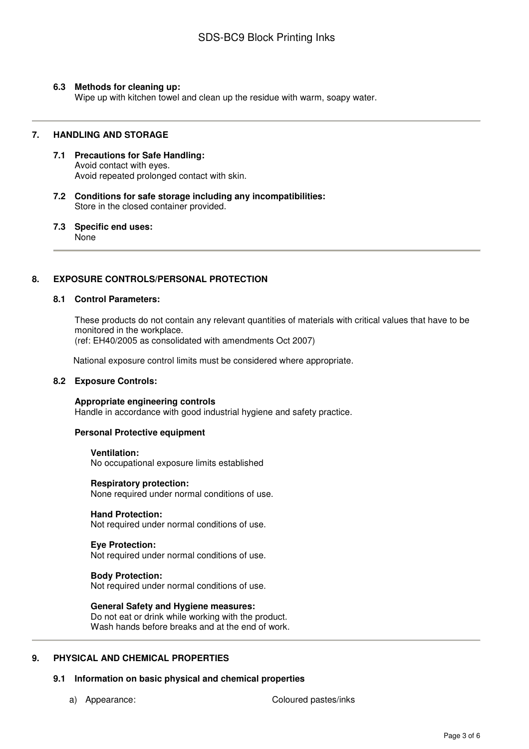### 6.3 Methods for cleaning up:

Wipe up with kitchen towel and clean up the residue with warm, soapy water.

## 7. HANDLING AND STORAGE

### 7.1 Precautions for Safe Handling:

Avoid contact with eyes.
Avoid repeated prolonged contact with skin.

### 7.2 Conditions for safe storage including any incompatibilities:

Store in the closed container provided.

### 7.3 Specific end uses:

None

## 8. EXPOSURE CONTROLS/PERSONAL PROTECTION

### 8.1 Control Parameters:

These products do not contain any relevant quantities of materials with critical values that have to be monitored in the workplace.
(ref: EH40/2005 as consolidated with amendments Oct 2007)

National exposure control limits must be considered where appropriate.

### 8.2 Exposure Controls:

**Appropriate engineering controls**
Handle in accordance with good industrial hygiene and safety practice.

**Personal Protective equipment**

**Ventilation:**
No occupational exposure limits established

**Respiratory protection:**
None required under normal conditions of use.

**Hand Protection:**
Not required under normal conditions of use.

**Eye Protection:**
Not required under normal conditions of use.

**Body Protection:**
Not required under normal conditions of use.

**General Safety and Hygiene measures:**
Do not eat or drink while working with the product.
Wash hands before breaks and at the end of work.

## 9. PHYSICAL AND CHEMICAL PROPERTIES

### 9.1 Information on basic physical and chemical properties

a) Appearance: Coloured pastes/inks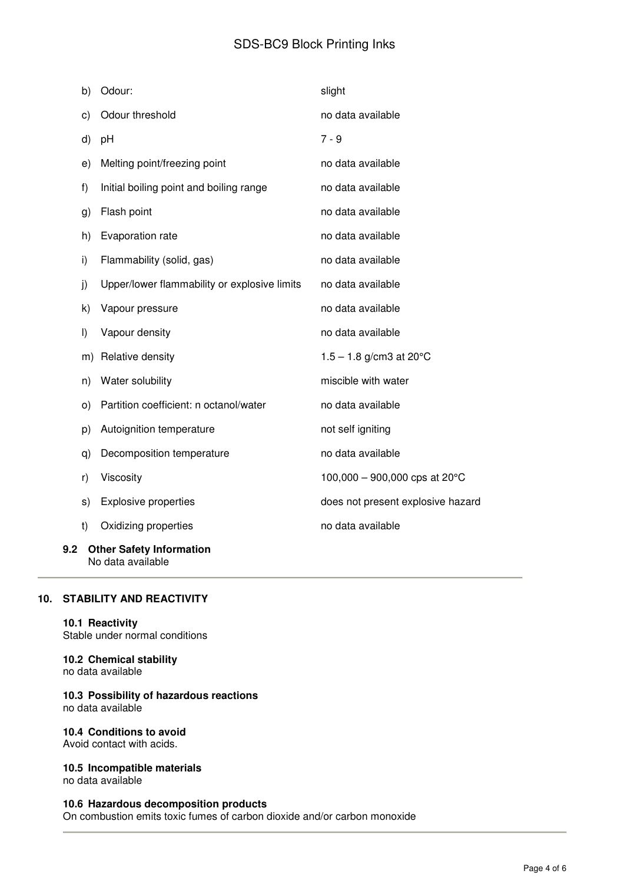| | | |
|---|---|---|
| b) | Odour: | slight |
| c) | Odour threshold | no data available |
| d) | pH | 7 - 9 |
| e) | Melting point/freezing point | no data available |
| f) | Initial boiling point and boiling range | no data available |
| g) | Flash point | no data available |
| h) | Evaporation rate | no data available |
| i) | Flammability (solid, gas) | no data available |
| j) | Upper/lower flammability or explosive limits | no data available |
| k) | Vapour pressure | no data available |
| l) | Vapour density | no data available |
| m) | Relative density | 1.5 – 1.8 g/cm3 at 20°C |
| n) | Water solubility | miscible with water |
| o) | Partition coefficient: n octanol/water | no data available |
| p) | Autoignition temperature | not self igniting |
| q) | Decomposition temperature | no data available |
| r) | Viscosity | 100,000 – 900,000 cps at 20°C |
| s) | Explosive properties | does not present explosive hazard |
| t) | Oxidizing properties | no data available |

**9.2 Other Safety Information**
No data available

## 10. STABILITY AND REACTIVITY

**10.1 Reactivity**
Stable under normal conditions

**10.2 Chemical stability**
no data available

**10.3 Possibility of hazardous reactions**
no data available

**10.4 Conditions to avoid**
Avoid contact with acids.

**10.5 Incompatible materials**
no data available

**10.6 Hazardous decomposition products**
On combustion emits toxic fumes of carbon dioxide and/or carbon monoxide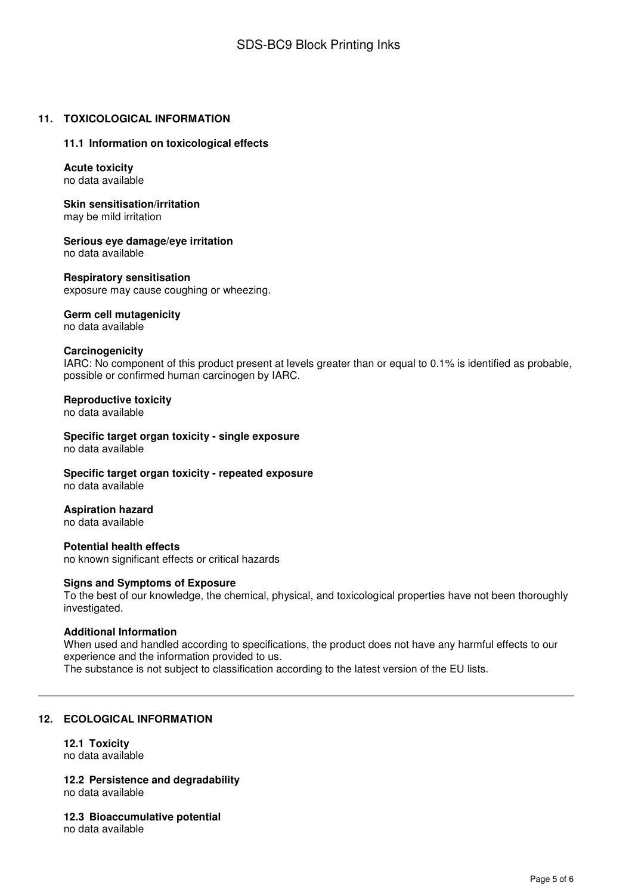## 11. TOXICOLOGICAL INFORMATION

### 11.1 Information on toxicological effects

**Acute toxicity**
no data available

**Skin sensitisation/irritation**
may be mild irritation

**Serious eye damage/eye irritation**
no data available

**Respiratory sensitisation**
exposure may cause coughing or wheezing.

**Germ cell mutagenicity**
no data available

**Carcinogenicity**
IARC: No component of this product present at levels greater than or equal to 0.1% is identified as probable, possible or confirmed human carcinogen by IARC.

**Reproductive toxicity**
no data available

**Specific target organ toxicity - single exposure**
no data available

**Specific target organ toxicity - repeated exposure**
no data available

**Aspiration hazard**
no data available

**Potential health effects**
no known significant effects or critical hazards

**Signs and Symptoms of Exposure**
To the best of our knowledge, the chemical, physical, and toxicological properties have not been thoroughly investigated.

**Additional Information**
When used and handled according to specifications, the product does not have any harmful effects to our experience and the information provided to us.
The substance is not subject to classification according to the latest version of the EU lists.

---

## 12. ECOLOGICAL INFORMATION

### 12.1 Toxicity
no data available

### 12.2 Persistence and degradability
no data available

### 12.3 Bioaccumulative potential
no data available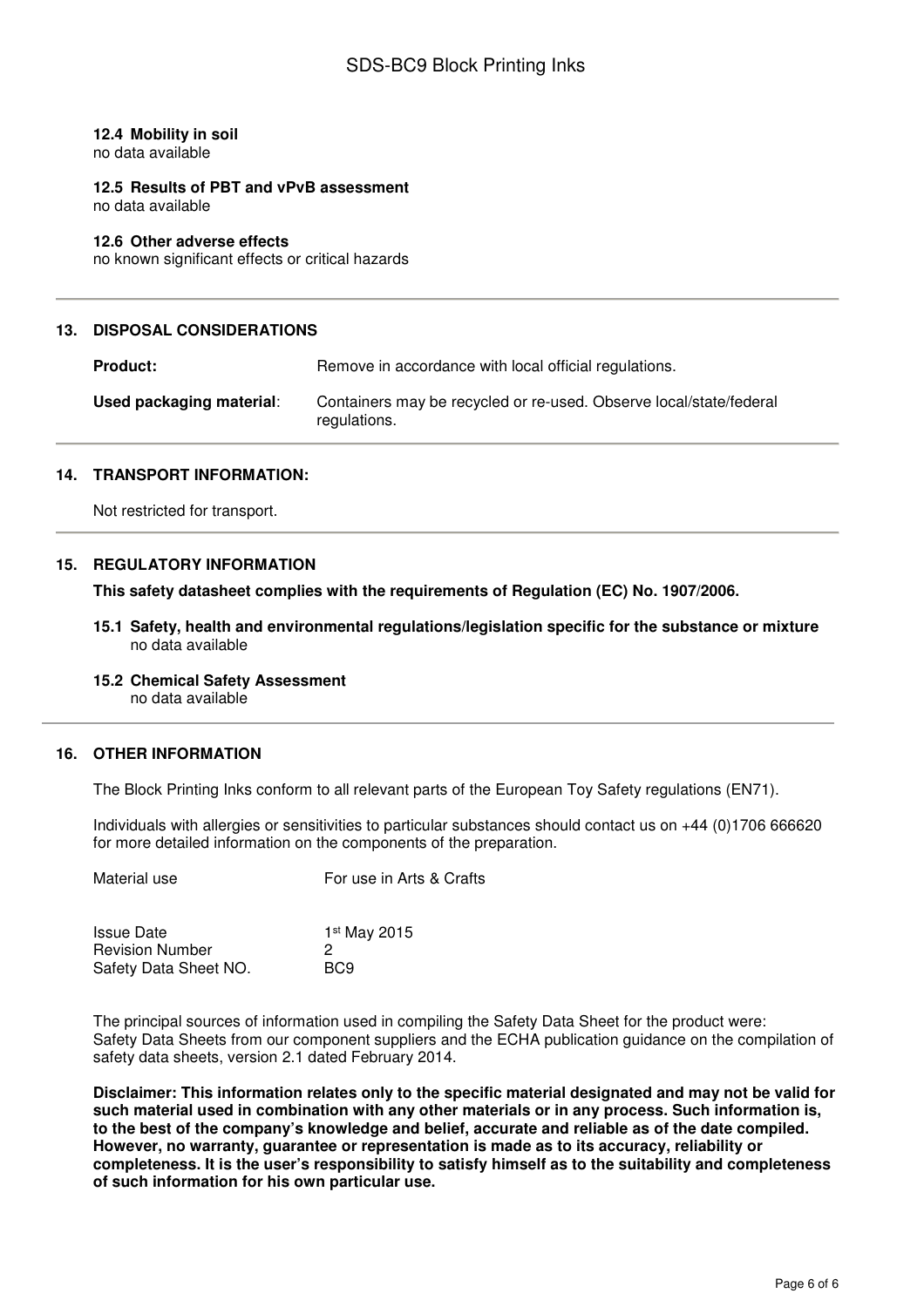### 12.4 Mobility in soil
no data available

### 12.5 Results of PBT and vPvB assessment
no data available

### 12.6 Other adverse effects
no known significant effects or critical hazards

## 13. DISPOSAL CONSIDERATIONS

| | |
|---|---|
| **Product:** | Remove in accordance with local official regulations. |
| **Used packaging material**: | Containers may be recycled or re-used. Observe local/state/federal regulations. |

## 14. TRANSPORT INFORMATION:

Not restricted for transport.

## 15. REGULATORY INFORMATION

**This safety datasheet complies with the requirements of Regulation (EC) No. 1907/2006.**

### 15.1 Safety, health and environmental regulations/legislation specific for the substance or mixture
no data available

### 15.2 Chemical Safety Assessment
no data available

## 16. OTHER INFORMATION

The Block Printing Inks conform to all relevant parts of the European Toy Safety regulations (EN71).

Individuals with allergies or sensitivities to particular substances should contact us on +44 (0)1706 666620 for more detailed information on the components of the preparation.

| | |
|---|---|
| Material use | For use in Arts & Crafts |
| Issue Date | 1st May 2015 |
| Revision Number | 2 |
| Safety Data Sheet NO. | BC9 |

The principal sources of information used in compiling the Safety Data Sheet for the product were: Safety Data Sheets from our component suppliers and the ECHA publication guidance on the compilation of safety data sheets, version 2.1 dated February 2014.

**Disclaimer: This information relates only to the specific material designated and may not be valid for such material used in combination with any other materials or in any process. Such information is, to the best of the company's knowledge and belief, accurate and reliable as of the date compiled. However, no warranty, guarantee or representation is made as to its accuracy, reliability or completeness. It is the user's responsibility to satisfy himself as to the suitability and completeness of such information for his own particular use.**